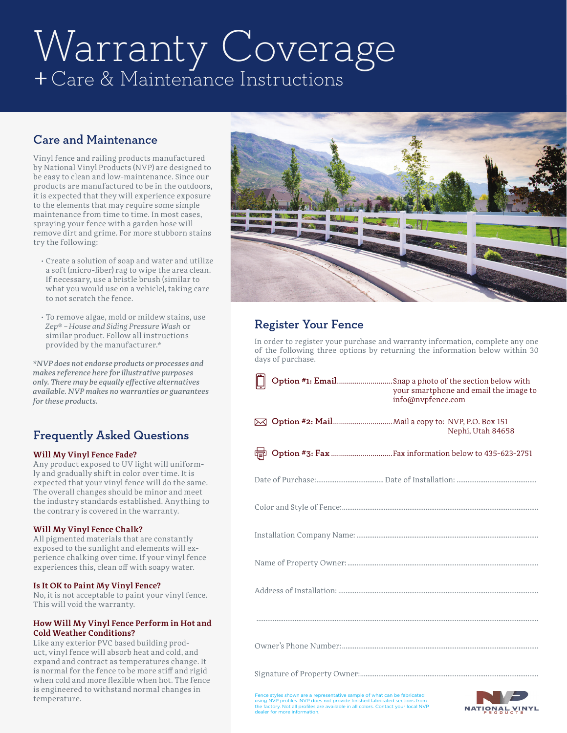# Warranty Coverage

## + Care & Maintenance Instructions

## Care and Maintenance

Vinyl fence and railing products manufactured by National Vinyl Products (NVP) are designed to be easy to clean and low-maintenance. Since our products are manufactured to be in the outdoors, it is expected that they will experience exposure to the elements that may require some simple maintenance from time to time. In most cases, spraying your fence with a garden hose will remove dirt and grime. For more stubborn stains try the following:

- Create a solution of soap and water and utilize a soft (micro-fiber) rag to wipe the area clean. If necessary, use a bristle brush (similar to what you would use on a vehicle), taking care to not scratch the fence.
- To remove algae, mold or mildew stains, use *Zep® – House and Siding Pressure Wash* or similar product. Follow all instructions provided by the manufacturer.*

*\*NVP does not endorse products or processes and makes reference here for illustrative purposes only. There may be equally effective alternatives available. NVP makes no warranties or guarantees for these products.*

## Frequently Asked Questions

**Will My Vinyl Fence Fade?**
Any product exposed to UV light will uniformly and gradually shift in color over time. It is expected that your vinyl fence will do the same. The overall changes should be minor and meet the industry standards established. Anything to the contrary is covered in the warranty.

**Will My Vinyl Fence Chalk?**
All pigmented materials that are constantly exposed to the sunlight and elements will experience chalking over time. If your vinyl fence experiences this, clean off with soapy water.

**Is It OK to Paint My Vinyl Fence?**
No, it is not acceptable to paint your vinyl fence. This will void the warranty.

**How Will My Vinyl Fence Perform in Hot and Cold Weather Conditions?**
Like any exterior PVC based building product, vinyl fence will absorb heat and cold, and expand and contract as temperatures change. It is normal for the fence to be more stiff and rigid when cold and more flexible when hot. The fence is engineered to withstand normal changes in temperature.

## Register Your Fence

In order to register your purchase and warranty information, complete any one of the following three options by returning the information below within 30 days of purchase.

**Option #1: Email**............................Snap a photo of the section below with your smartphone and email the image to info@nvpfence.com

**Option #2: Mail**..............................Mail a copy to: NVP, P.O. Box 151
Nephi, Utah 84658

**Option #3: Fax**...............................Fax information below to 435-623-2751

Date of Purchase:.................................... Date of Installation: ...........................................

Color and Style of Fence:............................................................................................................

Installation Company Name: ......................................................................................................

Name of Property Owner: ..........................................................................................................

Address of Installation: ...............................................................................................................

..................................................................................................................................................

Owner's Phone Number:..............................................................................................................

Signature of Property Owner:.......................................................................................................

Fence styles shown are a representative sample of what can be fabricated using NVP profiles. NVP does not provide finished fabricated sections from the factory. Not all profiles are available in all colors. Contact your local NVP dealer for more information.

NATIONAL VINYL PRODUCTS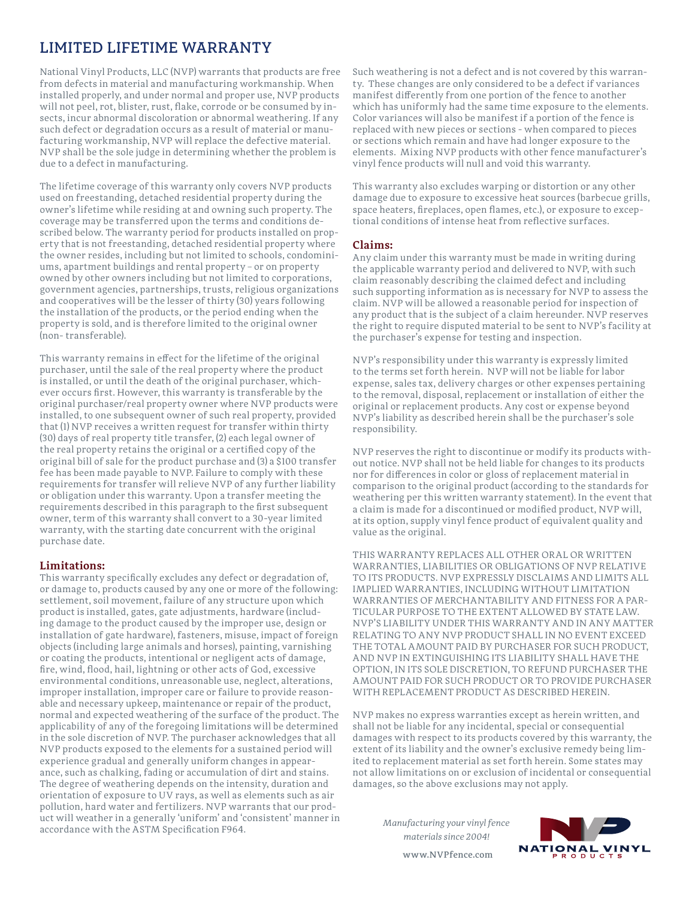# LIMITED LIFETIME WARRANTY

National Vinyl Products, LLC (NVP) warrants that products are free from defects in material and manufacturing workmanship. When installed properly, and under normal and proper use, NVP products will not peel, rot, blister, rust, flake, corrode or be consumed by insects, incur abnormal discoloration or abnormal weathering. If any such defect or degradation occurs as a result of material or manufacturing workmanship, NVP will replace the defective material. NVP shall be the sole judge in determining whether the problem is due to a defect in manufacturing.

The lifetime coverage of this warranty only covers NVP products used on freestanding, detached residential property during the owner's lifetime while residing at and owning such property. The coverage may be transferred upon the terms and conditions described below. The warranty period for products installed on property that is not freestanding, detached residential property where the owner resides, including but not limited to schools, condominiums, apartment buildings and rental property – or on property owned by other owners including but not limited to corporations, government agencies, partnerships, trusts, religious organizations and cooperatives will be the lesser of thirty (30) years following the installation of the products, or the period ending when the property is sold, and is therefore limited to the original owner (non- transferable).

This warranty remains in effect for the lifetime of the original purchaser, until the sale of the real property where the product is installed, or until the death of the original purchaser, whichever occurs first. However, this warranty is transferable by the original purchaser/real property owner where NVP products were installed, to one subsequent owner of such real property, provided that (1) NVP receives a written request for transfer within thirty (30) days of real property title transfer, (2) each legal owner of the real property retains the original or a certified copy of the original bill of sale for the product purchase and (3) a $100 transfer fee has been made payable to NVP. Failure to comply with these requirements for transfer will relieve NVP of any further liability or obligation under this warranty. Upon a transfer meeting the requirements described in this paragraph to the first subsequent owner, term of this warranty shall convert to a 30-year limited warranty, with the starting date concurrent with the original purchase date.

## Limitations:

This warranty specifically excludes any defect or degradation of, or damage to, products caused by any one or more of the following: settlement, soil movement, failure of any structure upon which product is installed, gates, gate adjustments, hardware (including damage to the product caused by the improper use, design or installation of gate hardware), fasteners, misuse, impact of foreign objects (including large animals and horses), painting, varnishing or coating the products, intentional or negligent acts of damage, fire, wind, flood, hail, lightning or other acts of God, excessive environmental conditions, unreasonable use, neglect, alterations, improper installation, improper care or failure to provide reasonable and necessary upkeep, maintenance or repair of the product, normal and expected weathering of the surface of the product. The applicability of any of the foregoing limitations will be determined in the sole discretion of NVP. The purchaser acknowledges that all NVP products exposed to the elements for a sustained period will experience gradual and generally uniform changes in appearance, such as chalking, fading or accumulation of dirt and stains. The degree of weathering depends on the intensity, duration and orientation of exposure to UV rays, as well as elements such as air pollution, hard water and fertilizers. NVP warrants that our product will weather in a generally 'uniform' and 'consistent' manner in accordance with the ASTM Specification F964.

Such weathering is not a defect and is not covered by this warranty. These changes are only considered to be a defect if variances manifest differently from one portion of the fence to another which has uniformly had the same time exposure to the elements. Color variances will also be manifest if a portion of the fence is replaced with new pieces or sections - when compared to pieces or sections which remain and have had longer exposure to the elements. Mixing NVP products with other fence manufacturer's vinyl fence products will null and void this warranty.

This warranty also excludes warping or distortion or any other damage due to exposure to excessive heat sources (barbecue grills, space heaters, fireplaces, open flames, etc.), or exposure to exceptional conditions of intense heat from reflective surfaces.

## Claims:

Any claim under this warranty must be made in writing during the applicable warranty period and delivered to NVP, with such claim reasonably describing the claimed defect and including such supporting information as is necessary for NVP to assess the claim. NVP will be allowed a reasonable period for inspection of any product that is the subject of a claim hereunder. NVP reserves the right to require disputed material to be sent to NVP's facility at the purchaser's expense for testing and inspection.

NVP's responsibility under this warranty is expressly limited to the terms set forth herein. NVP will not be liable for labor expense, sales tax, delivery charges or other expenses pertaining to the removal, disposal, replacement or installation of either the original or replacement products. Any cost or expense beyond NVP's liability as described herein shall be the purchaser's sole responsibility.

NVP reserves the right to discontinue or modify its products without notice. NVP shall not be held liable for changes to its products nor for differences in color or gloss of replacement material in comparison to the original product (according to the standards for weathering per this written warranty statement). In the event that a claim is made for a discontinued or modified product, NVP will, at its option, supply vinyl fence product of equivalent quality and value as the original.

THIS WARRANTY REPLACES ALL OTHER ORAL OR WRITTEN WARRANTIES, LIABILITIES OR OBLIGATIONS OF NVP RELATIVE TO ITS PRODUCTS. NVP EXPRESSLY DISCLAIMS AND LIMITS ALL IMPLIED WARRANTIES, INCLUDING WITHOUT LIMITATION WARRANTIES OF MERCHANTABILITY AND FITNESS FOR A PARTICULAR PURPOSE TO THE EXTENT ALLOWED BY STATE LAW. NVP'S LIABILITY UNDER THIS WARRANTY AND IN ANY MATTER RELATING TO ANY NVP PRODUCT SHALL IN NO EVENT EXCEED THE TOTAL AMOUNT PAID BY PURCHASER FOR SUCH PRODUCT, AND NVP IN EXTINGUISHING ITS LIABILITY SHALL HAVE THE OPTION, IN ITS SOLE DISCRETION, TO REFUND PURCHASER THE AMOUNT PAID FOR SUCH PRODUCT OR TO PROVIDE PURCHASER WITH REPLACEMENT PRODUCT AS DESCRIBED HEREIN.

NVP makes no express warranties except as herein written, and shall not be liable for any incidental, special or consequential damages with respect to its products covered by this warranty, the extent of its liability and the owner's exclusive remedy being limited to replacement material as set forth herein. Some states may not allow limitations on or exclusion of incidental or consequential damages, so the above exclusions may not apply.

*Manufacturing your vinyl fence materials since 2004!*

www.NVPfence.com

NATIONAL VINYL PRODUCTS